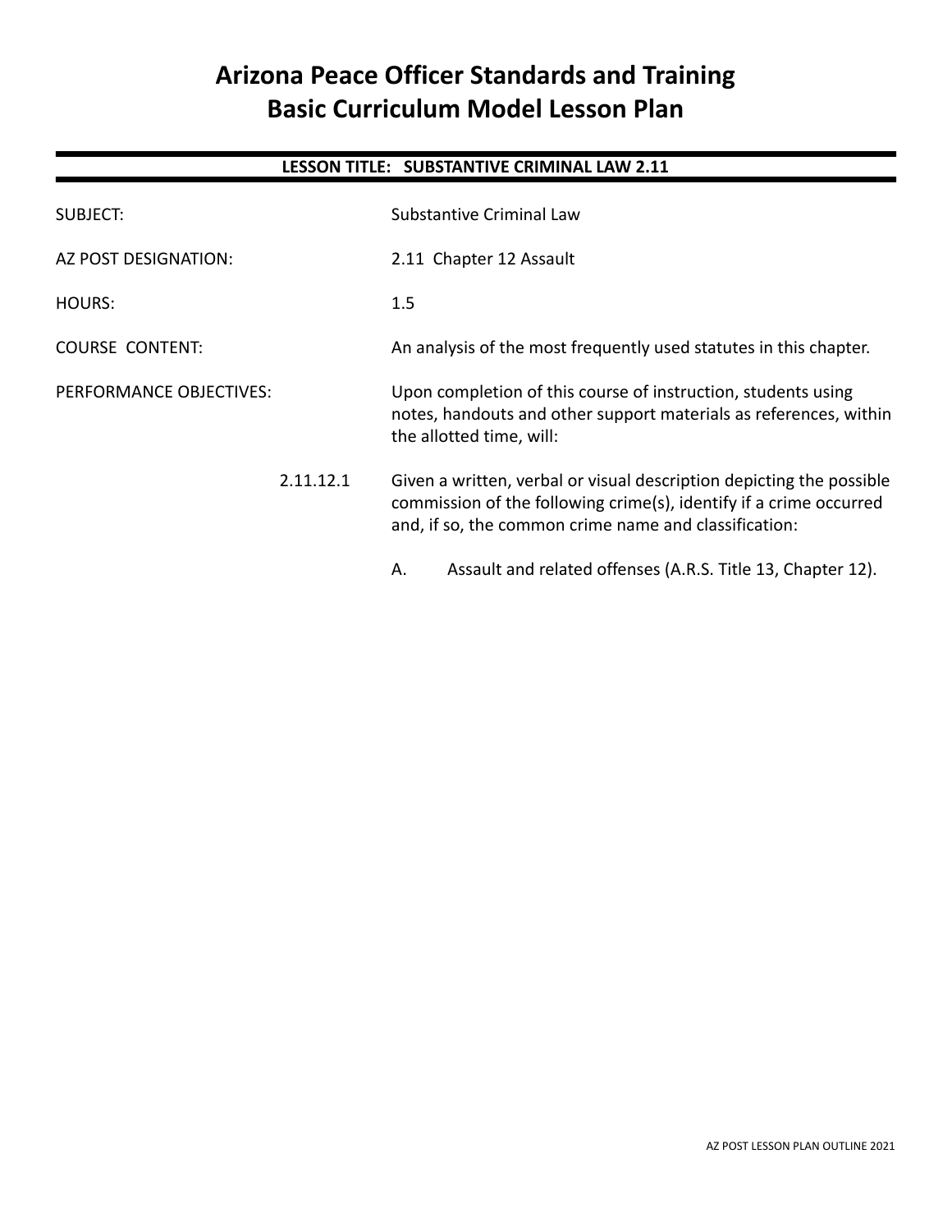# Arizona Peace Officer Standards and Training
# Basic Curriculum Model Lesson Plan

## LESSON TITLE: SUBSTANTIVE CRIMINAL LAW 2.11

SUBJECT: Substantive Criminal Law

AZ POST DESIGNATION: 2.11 Chapter 12 Assault

HOURS: 1.5

COURSE CONTENT: An analysis of the most frequently used statutes in this chapter.

PERFORMANCE OBJECTIVES: Upon completion of this course of instruction, students using notes, handouts and other support materials as references, within the allotted time, will:

2.11.12.1 Given a written, verbal or visual description depicting the possible commission of the following crime(s), identify if a crime occurred and, if so, the common crime name and classification:

A. Assault and related offenses (A.R.S. Title 13, Chapter 12).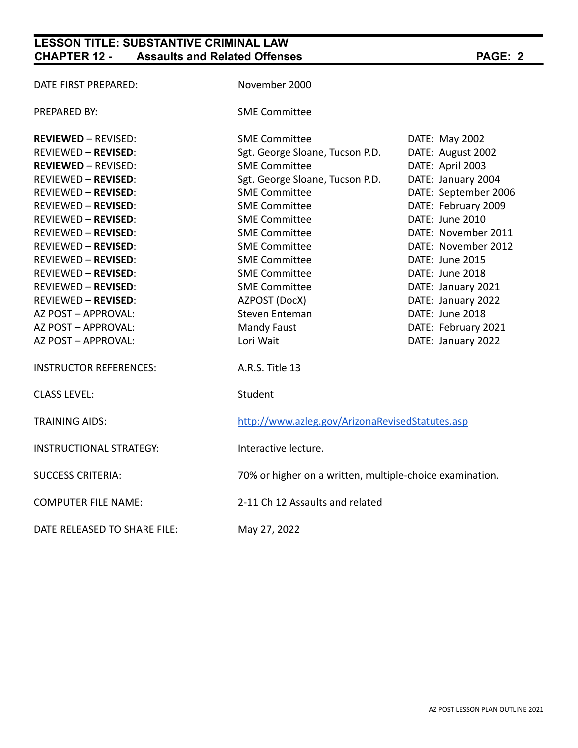| | | |
|---|---|---|
| DATE FIRST PREPARED: | November 2000 | |
| PREPARED BY: | SME Committee | |
| **REVIEWED** – REVISED: | SME Committee | DATE: May 2002 |
| REVIEWED – **REVISED**: | Sgt. George Sloane, Tucson P.D. | DATE: August 2002 |
| **REVIEWED** – REVISED: | SME Committee | DATE: April 2003 |
| REVIEWED – **REVISED**: | Sgt. George Sloane, Tucson P.D. | DATE: January 2004 |
| REVIEWED – **REVISED**: | SME Committee | DATE: September 2006 |
| REVIEWED – **REVISED**: | SME Committee | DATE: February 2009 |
| REVIEWED – **REVISED**: | SME Committee | DATE: June 2010 |
| REVIEWED – **REVISED**: | SME Committee | DATE: November 2011 |
| REVIEWED – **REVISED**: | SME Committee | DATE: November 2012 |
| REVIEWED – **REVISED**: | SME Committee | DATE: June 2015 |
| REVIEWED – **REVISED**: | SME Committee | DATE: June 2018 |
| REVIEWED – **REVISED**: | SME Committee | DATE: January 2021 |
| REVIEWED – **REVISED**: | AZPOST (DocX) | DATE: January 2022 |
| AZ POST – APPROVAL: | Steven Enteman | DATE: June 2018 |
| AZ POST – APPROVAL: | Mandy Faust | DATE: February 2021 |
| AZ POST – APPROVAL: | Lori Wait | DATE: January 2022 |
| INSTRUCTOR REFERENCES: | A.R.S. Title 13 | |
| CLASS LEVEL: | Student | |
| TRAINING AIDS: | http://www.azleg.gov/ArizonaRevisedStatutes.asp | |
| INSTRUCTIONAL STRATEGY: | Interactive lecture. | |
| SUCCESS CRITERIA: | 70% or higher on a written, multiple-choice examination. | |
| COMPUTER FILE NAME: | 2-11 Ch 12 Assaults and related | |
| DATE RELEASED TO SHARE FILE: | May 27, 2022 | |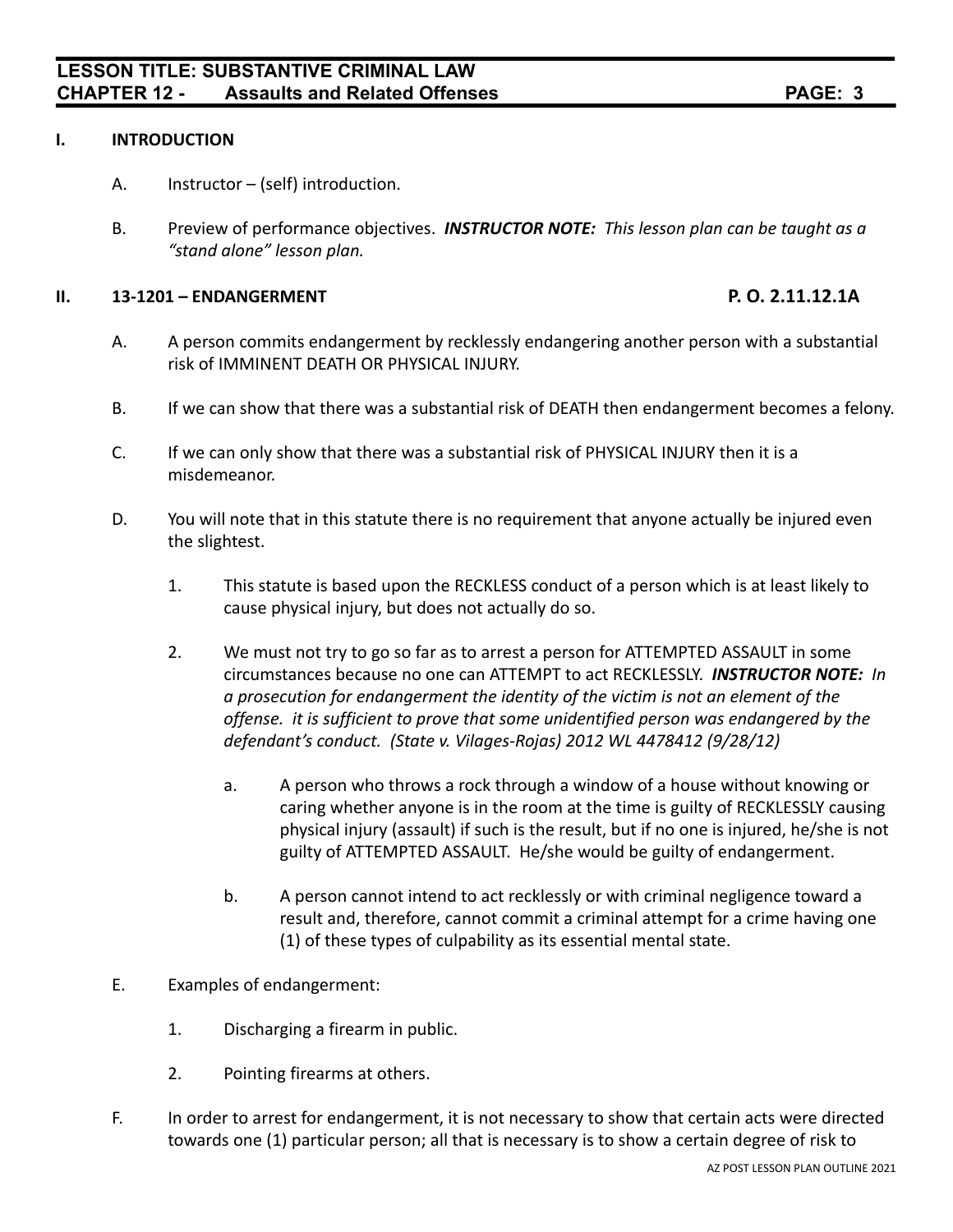## I. INTRODUCTION

A. Instructor – (self) introduction.

B. Preview of performance objectives. ***INSTRUCTOR NOTE:*** *This lesson plan can be taught as a "stand alone" lesson plan.*

## II. 13-1201 – ENDANGERMENT — P. O. 2.11.12.1A

A. A person commits endangerment by recklessly endangering another person with a substantial risk of IMMINENT DEATH OR PHYSICAL INJURY.

B. If we can show that there was a substantial risk of DEATH then endangerment becomes a felony.

C. If we can only show that there was a substantial risk of PHYSICAL INJURY then it is a misdemeanor.

D. You will note that in this statute there is no requirement that anyone actually be injured even the slightest.

1. This statute is based upon the RECKLESS conduct of a person which is at least likely to cause physical injury, but does not actually do so.

2. We must not try to go so far as to arrest a person for ATTEMPTED ASSAULT in some circumstances because no one can ATTEMPT to act RECKLESSLY. ***INSTRUCTOR NOTE:*** *In a prosecution for endangerment the identity of the victim is not an element of the offense. it is sufficient to prove that some unidentified person was endangered by the defendant's conduct. (State v. Vilages-Rojas) 2012 WL 4478412 (9/28/12)*

   a. A person who throws a rock through a window of a house without knowing or caring whether anyone is in the room at the time is guilty of RECKLESSLY causing physical injury (assault) if such is the result, but if no one is injured, he/she is not guilty of ATTEMPTED ASSAULT. He/she would be guilty of endangerment.

   b. A person cannot intend to act recklessly or with criminal negligence toward a result and, therefore, cannot commit a criminal attempt for a crime having one (1) of these types of culpability as its essential mental state.

E. Examples of endangerment:

1. Discharging a firearm in public.

2. Pointing firearms at others.

F. In order to arrest for endangerment, it is not necessary to show that certain acts were directed towards one (1) particular person; all that is necessary is to show a certain degree of risk to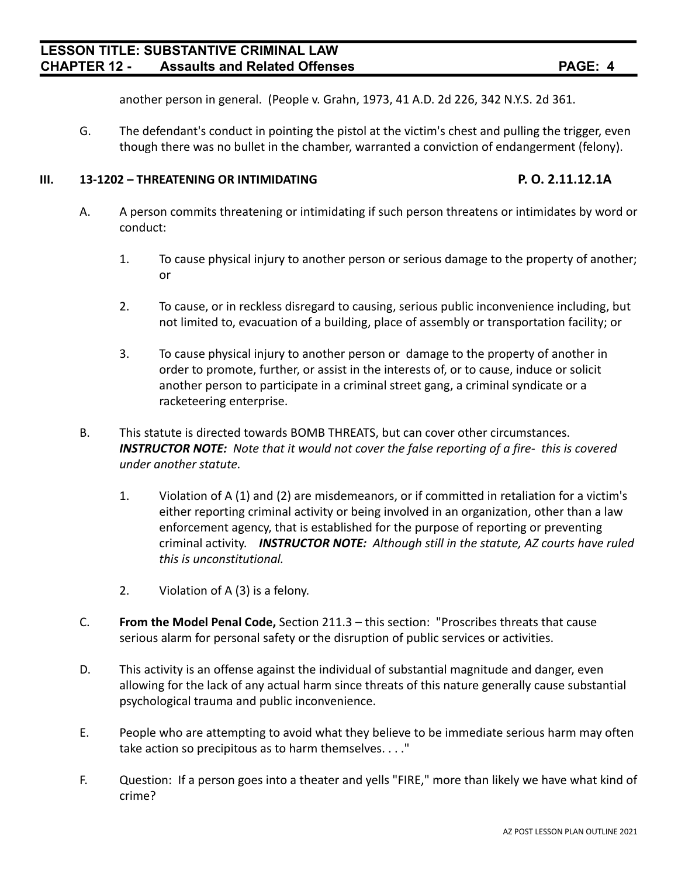another person in general. (People v. Grahn, 1973, 41 A.D. 2d 226, 342 N.Y.S. 2d 361.

G. The defendant's conduct in pointing the pistol at the victim's chest and pulling the trigger, even though there was no bullet in the chamber, warranted a conviction of endangerment (felony).

## III. 13-1202 – THREATENING OR INTIMIDATING — P. O. 2.11.12.1A

A. A person commits threatening or intimidating if such person threatens or intimidates by word or conduct:

1. To cause physical injury to another person or serious damage to the property of another; or

2. To cause, or in reckless disregard to causing, serious public inconvenience including, but not limited to, evacuation of a building, place of assembly or transportation facility; or

3. To cause physical injury to another person or damage to the property of another in order to promote, further, or assist in the interests of, or to cause, induce or solicit another person to participate in a criminal street gang, a criminal syndicate or a racketeering enterprise.

B. This statute is directed towards BOMB THREATS, but can cover other circumstances. ***INSTRUCTOR NOTE:*** *Note that it would not cover the false reporting of a fire- this is covered under another statute.*

1. Violation of A (1) and (2) are misdemeanors, or if committed in retaliation for a victim's either reporting criminal activity or being involved in an organization, other than a law enforcement agency, that is established for the purpose of reporting or preventing criminal activity. ***INSTRUCTOR NOTE:*** *Although still in the statute, AZ courts have ruled this is unconstitutional.*

2. Violation of A (3) is a felony.

C. **From the Model Penal Code,** Section 211.3 – this section: "Proscribes threats that cause serious alarm for personal safety or the disruption of public services or activities.

D. This activity is an offense against the individual of substantial magnitude and danger, even allowing for the lack of any actual harm since threats of this nature generally cause substantial psychological trauma and public inconvenience.

E. People who are attempting to avoid what they believe to be immediate serious harm may often take action so precipitous as to harm themselves. . . ."

F. Question: If a person goes into a theater and yells "FIRE," more than likely we have what kind of crime?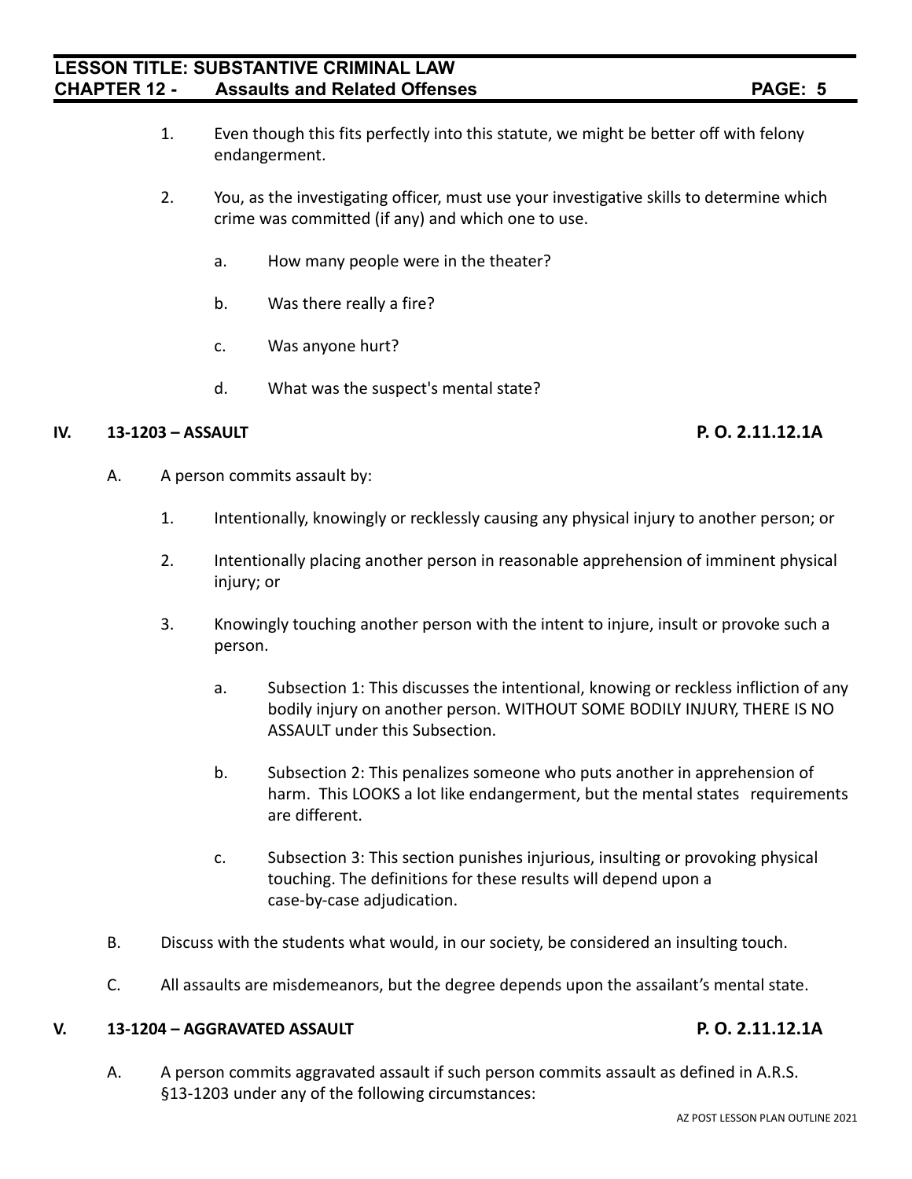1. Even though this fits perfectly into this statute, we might be better off with felony endangerment.

2. You, as the investigating officer, must use your investigative skills to determine which crime was committed (if any) and which one to use.

   a. How many people were in the theater?

   b. Was there really a fire?

   c. Was anyone hurt?

   d. What was the suspect's mental state?

## IV. 13-1203 – ASSAULT **P. O. 2.11.12.1A**

A. A person commits assault by:

   1. Intentionally, knowingly or recklessly causing any physical injury to another person; or

   2. Intentionally placing another person in reasonable apprehension of imminent physical injury; or

   3. Knowingly touching another person with the intent to injure, insult or provoke such a person.

      a. Subsection 1: This discusses the intentional, knowing or reckless infliction of any bodily injury on another person. WITHOUT SOME BODILY INJURY, THERE IS NO ASSAULT under this Subsection.

      b. Subsection 2: This penalizes someone who puts another in apprehension of harm. This LOOKS a lot like endangerment, but the mental states requirements are different.

      c. Subsection 3: This section punishes injurious, insulting or provoking physical touching. The definitions for these results will depend upon a case-by-case adjudication.

B. Discuss with the students what would, in our society, be considered an insulting touch.

C. All assaults are misdemeanors, but the degree depends upon the assailant's mental state.

## V. 13-1204 – AGGRAVATED ASSAULT **P. O. 2.11.12.1A**

A. A person commits aggravated assault if such person commits assault as defined in A.R.S. §13-1203 under any of the following circumstances: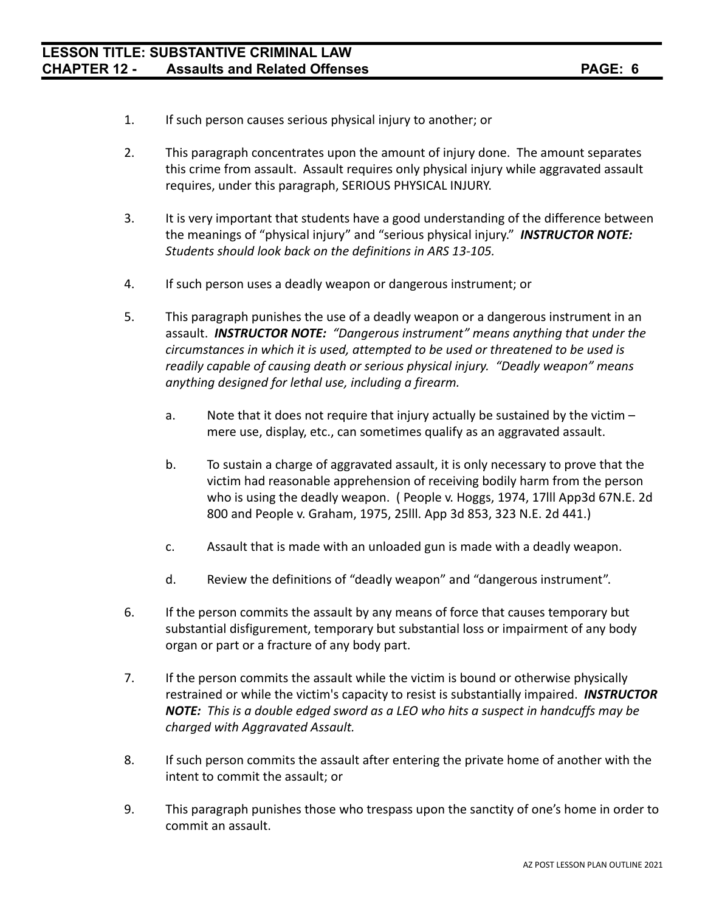1. If such person causes serious physical injury to another; or

2. This paragraph concentrates upon the amount of injury done. The amount separates this crime from assault. Assault requires only physical injury while aggravated assault requires, under this paragraph, SERIOUS PHYSICAL INJURY.

3. It is very important that students have a good understanding of the difference between the meanings of "physical injury" and "serious physical injury." ***INSTRUCTOR NOTE:*** *Students should look back on the definitions in ARS 13-105.*

4. If such person uses a deadly weapon or dangerous instrument; or

5. This paragraph punishes the use of a deadly weapon or a dangerous instrument in an assault. ***INSTRUCTOR NOTE:*** *"Dangerous instrument" means anything that under the circumstances in which it is used, attempted to be used or threatened to be used is readily capable of causing death or serious physical injury. "Deadly weapon" means anything designed for lethal use, including a firearm.*

   a. Note that it does not require that injury actually be sustained by the victim – mere use, display, etc., can sometimes qualify as an aggravated assault.

   b. To sustain a charge of aggravated assault, it is only necessary to prove that the victim had reasonable apprehension of receiving bodily harm from the person who is using the deadly weapon. ( People v. Hoggs, 1974, 17lll App3d 67N.E. 2d 800 and People v. Graham, 1975, 25lll. App 3d 853, 323 N.E. 2d 441.)

   c. Assault that is made with an unloaded gun is made with a deadly weapon.

   d. Review the definitions of "deadly weapon" and "dangerous instrument".

6. If the person commits the assault by any means of force that causes temporary but substantial disfigurement, temporary but substantial loss or impairment of any body organ or part or a fracture of any body part.

7. If the person commits the assault while the victim is bound or otherwise physically restrained or while the victim's capacity to resist is substantially impaired. ***INSTRUCTOR NOTE:*** *This is a double edged sword as a LEO who hits a suspect in handcuffs may be charged with Aggravated Assault.*

8. If such person commits the assault after entering the private home of another with the intent to commit the assault; or

9. This paragraph punishes those who trespass upon the sanctity of one's home in order to commit an assault.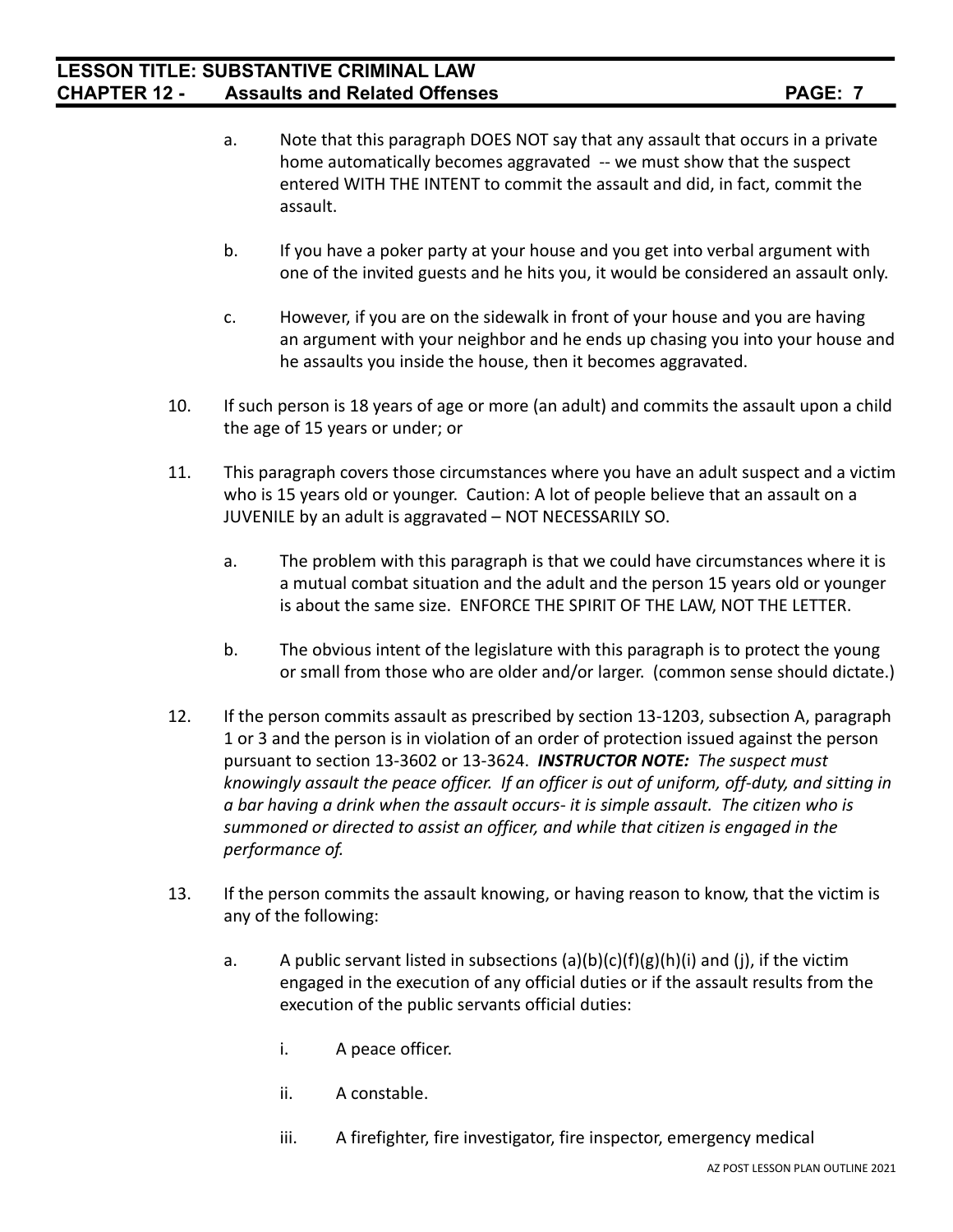a. Note that this paragraph DOES NOT say that any assault that occurs in a private home automatically becomes aggravated -- we must show that the suspect entered WITH THE INTENT to commit the assault and did, in fact, commit the assault.

b. If you have a poker party at your house and you get into verbal argument with one of the invited guests and he hits you, it would be considered an assault only.

c. However, if you are on the sidewalk in front of your house and you are having an argument with your neighbor and he ends up chasing you into your house and he assaults you inside the house, then it becomes aggravated.

10. If such person is 18 years of age or more (an adult) and commits the assault upon a child the age of 15 years or under; or

11. This paragraph covers those circumstances where you have an adult suspect and a victim who is 15 years old or younger. Caution: A lot of people believe that an assault on a JUVENILE by an adult is aggravated – NOT NECESSARILY SO.

    a. The problem with this paragraph is that we could have circumstances where it is a mutual combat situation and the adult and the person 15 years old or younger is about the same size. ENFORCE THE SPIRIT OF THE LAW, NOT THE LETTER.

    b. The obvious intent of the legislature with this paragraph is to protect the young or small from those who are older and/or larger. (common sense should dictate.)

12. If the person commits assault as prescribed by section 13-1203, subsection A, paragraph 1 or 3 and the person is in violation of an order of protection issued against the person pursuant to section 13-3602 or 13-3624. ***INSTRUCTOR NOTE:*** *The suspect must knowingly assault the peace officer. If an officer is out of uniform, off-duty, and sitting in a bar having a drink when the assault occurs- it is simple assault. The citizen who is summoned or directed to assist an officer, and while that citizen is engaged in the performance of.*

13. If the person commits the assault knowing, or having reason to know, that the victim is any of the following:

    a. A public servant listed in subsections (a)(b)(c)(f)(g)(h)(i) and (j), if the victim engaged in the execution of any official duties or if the assault results from the execution of the public servants official duties:

        i. A peace officer.

        ii. A constable.

        iii. A firefighter, fire investigator, fire inspector, emergency medical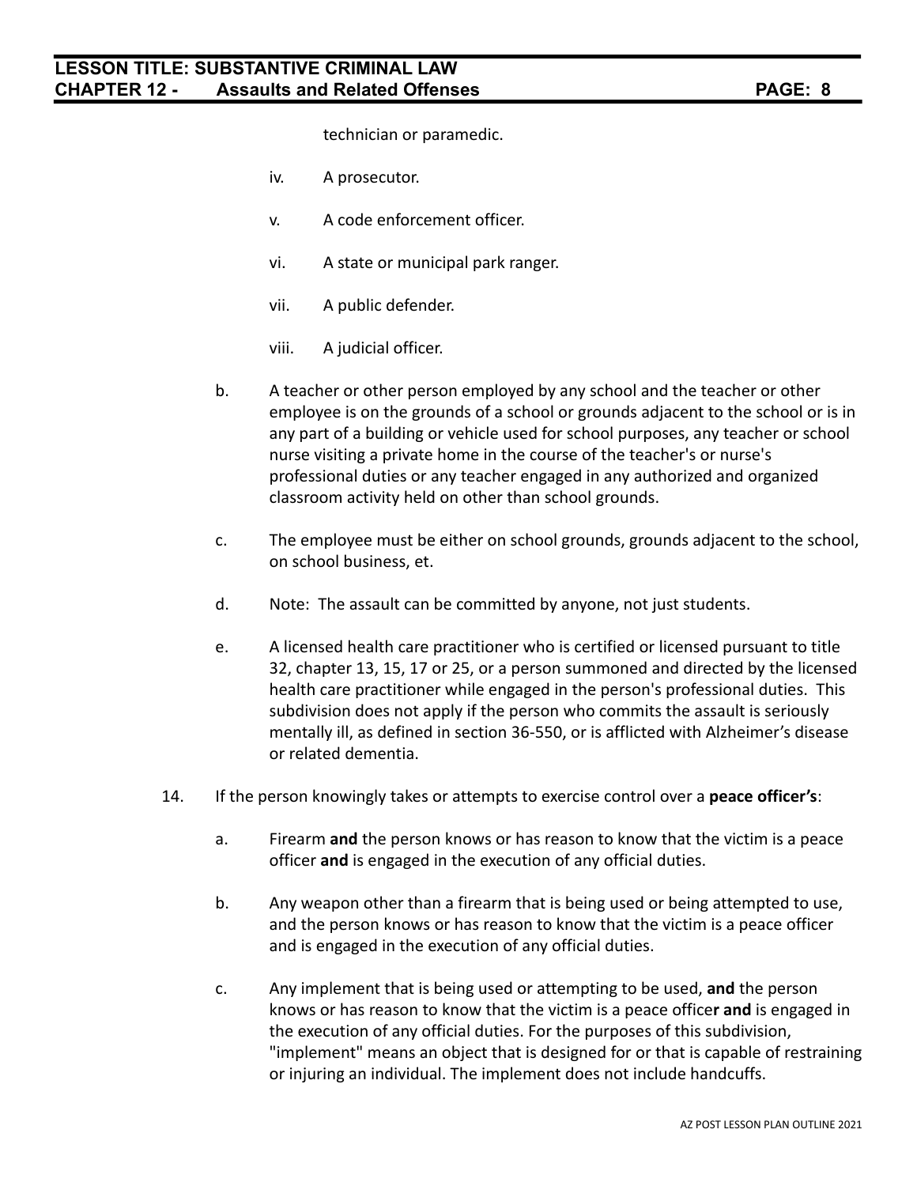technician or paramedic.

- iv. A prosecutor.
- v. A code enforcement officer.
- vi. A state or municipal park ranger.
- vii. A public defender.
- viii. A judicial officer.

b. A teacher or other person employed by any school and the teacher or other employee is on the grounds of a school or grounds adjacent to the school or is in any part of a building or vehicle used for school purposes, any teacher or school nurse visiting a private home in the course of the teacher's or nurse's professional duties or any teacher engaged in any authorized and organized classroom activity held on other than school grounds.

c. The employee must be either on school grounds, grounds adjacent to the school, on school business, et.

d. Note: The assault can be committed by anyone, not just students.

e. A licensed health care practitioner who is certified or licensed pursuant to title 32, chapter 13, 15, 17 or 25, or a person summoned and directed by the licensed health care practitioner while engaged in the person's professional duties. This subdivision does not apply if the person who commits the assault is seriously mentally ill, as defined in section 36-550, or is afflicted with Alzheimer's disease or related dementia.

14. If the person knowingly takes or attempts to exercise control over a **peace officer's**:

a. Firearm **and** the person knows or has reason to know that the victim is a peace officer **and** is engaged in the execution of any official duties.

b. Any weapon other than a firearm that is being used or being attempted to use, and the person knows or has reason to know that the victim is a peace officer and is engaged in the execution of any official duties.

c. Any implement that is being used or attempting to be used, **and** the person knows or has reason to know that the victim is a peace officer **and** is engaged in the execution of any official duties. For the purposes of this subdivision, "implement" means an object that is designed for or that is capable of restraining or injuring an individual. The implement does not include handcuffs.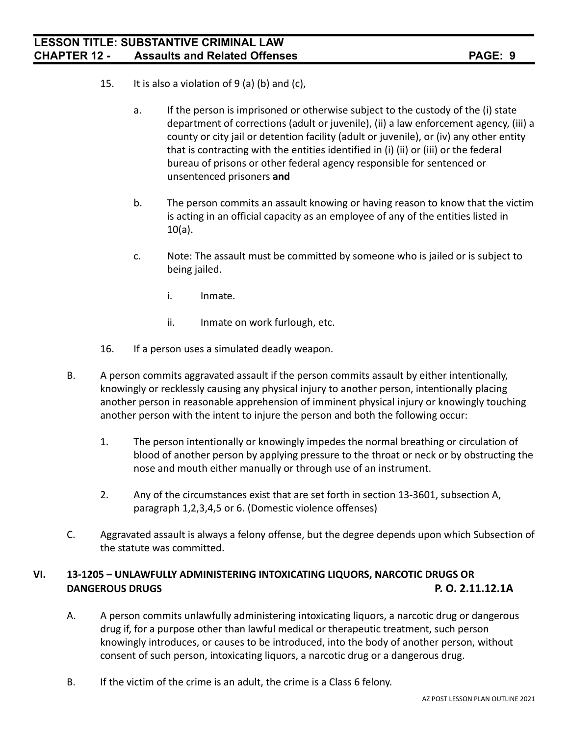15. It is also a violation of 9 (a) (b) and (c),

    a. If the person is imprisoned or otherwise subject to the custody of the (i) state department of corrections (adult or juvenile), (ii) a law enforcement agency, (iii) a county or city jail or detention facility (adult or juvenile), or (iv) any other entity that is contracting with the entities identified in (i) (ii) or (iii) or the federal bureau of prisons or other federal agency responsible for sentenced or unsentenced prisoners **and**

    b. The person commits an assault knowing or having reason to know that the victim is acting in an official capacity as an employee of any of the entities listed in 10(a).

    c. Note: The assault must be committed by someone who is jailed or is subject to being jailed.

        i. Inmate.

        ii. Inmate on work furlough, etc.

16. If a person uses a simulated deadly weapon.

B. A person commits aggravated assault if the person commits assault by either intentionally, knowingly or recklessly causing any physical injury to another person, intentionally placing another person in reasonable apprehension of imminent physical injury or knowingly touching another person with the intent to injure the person and both the following occur:

    1. The person intentionally or knowingly impedes the normal breathing or circulation of blood of another person by applying pressure to the throat or neck or by obstructing the nose and mouth either manually or through use of an instrument.

    2. Any of the circumstances exist that are set forth in section 13-3601, subsection A, paragraph 1,2,3,4,5 or 6. (Domestic violence offenses)

C. Aggravated assault is always a felony offense, but the degree depends upon which Subsection of the statute was committed.

## VI. 13-1205 – UNLAWFULLY ADMINISTERING INTOXICATING LIQUORS, NARCOTIC DRUGS OR DANGEROUS DRUGS — P. O. 2.11.12.1A

A. A person commits unlawfully administering intoxicating liquors, a narcotic drug or dangerous drug if, for a purpose other than lawful medical or therapeutic treatment, such person knowingly introduces, or causes to be introduced, into the body of another person, without consent of such person, intoxicating liquors, a narcotic drug or a dangerous drug.

B. If the victim of the crime is an adult, the crime is a Class 6 felony.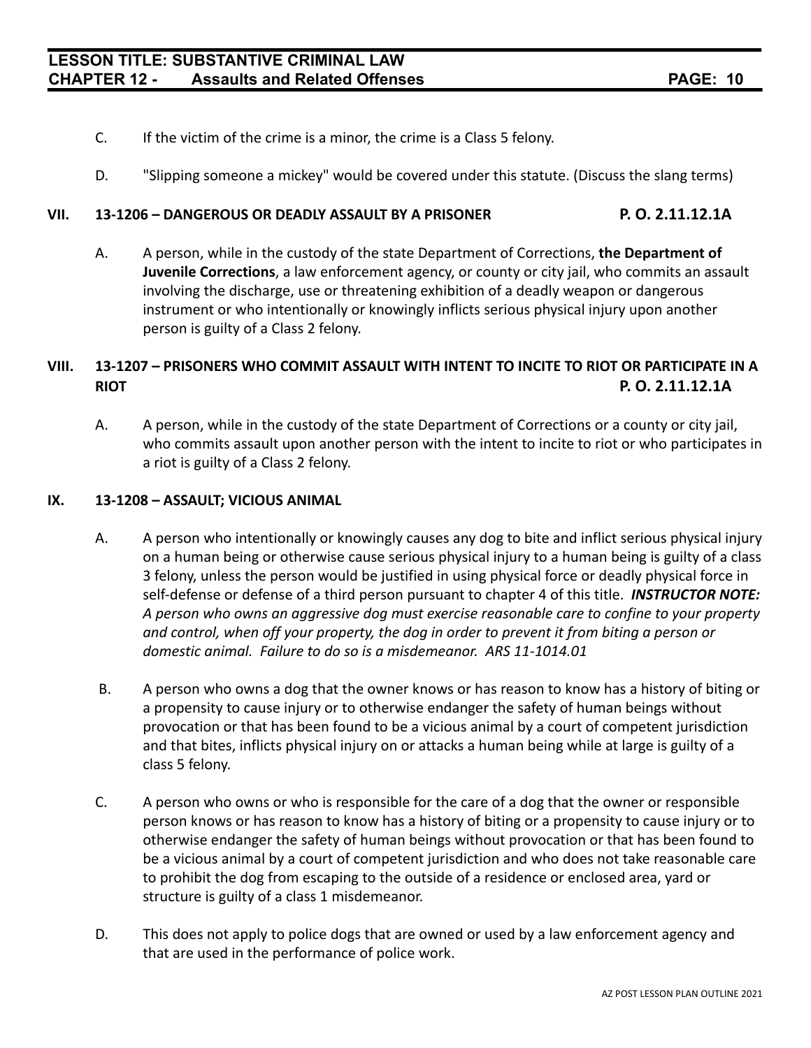C. If the victim of the crime is a minor, the crime is a Class 5 felony.

D. "Slipping someone a mickey" would be covered under this statute. (Discuss the slang terms)

## VII. 13-1206 – DANGEROUS OR DEADLY ASSAULT BY A PRISONER P. O. 2.11.12.1A

A. A person, while in the custody of the state Department of Corrections, **the Department of Juvenile Corrections**, a law enforcement agency, or county or city jail, who commits an assault involving the discharge, use or threatening exhibition of a deadly weapon or dangerous instrument or who intentionally or knowingly inflicts serious physical injury upon another person is guilty of a Class 2 felony.

## VIII. 13-1207 – PRISONERS WHO COMMIT ASSAULT WITH INTENT TO INCITE TO RIOT OR PARTICIPATE IN A RIOT P. O. 2.11.12.1A

A. A person, while in the custody of the state Department of Corrections or a county or city jail, who commits assault upon another person with the intent to incite to riot or who participates in a riot is guilty of a Class 2 felony.

## IX. 13-1208 – ASSAULT; VICIOUS ANIMAL

A. A person who intentionally or knowingly causes any dog to bite and inflict serious physical injury on a human being or otherwise cause serious physical injury to a human being is guilty of a class 3 felony, unless the person would be justified in using physical force or deadly physical force in self-defense or defense of a third person pursuant to chapter 4 of this title. ***INSTRUCTOR NOTE:*** *A person who owns an aggressive dog must exercise reasonable care to confine to your property and control, when off your property, the dog in order to prevent it from biting a person or domestic animal. Failure to do so is a misdemeanor. ARS 11-1014.01*

B. A person who owns a dog that the owner knows or has reason to know has a history of biting or a propensity to cause injury or to otherwise endanger the safety of human beings without provocation or that has been found to be a vicious animal by a court of competent jurisdiction and that bites, inflicts physical injury on or attacks a human being while at large is guilty of a class 5 felony.

C. A person who owns or who is responsible for the care of a dog that the owner or responsible person knows or has reason to know has a history of biting or a propensity to cause injury or to otherwise endanger the safety of human beings without provocation or that has been found to be a vicious animal by a court of competent jurisdiction and who does not take reasonable care to prohibit the dog from escaping to the outside of a residence or enclosed area, yard or structure is guilty of a class 1 misdemeanor.

D. This does not apply to police dogs that are owned or used by a law enforcement agency and that are used in the performance of police work.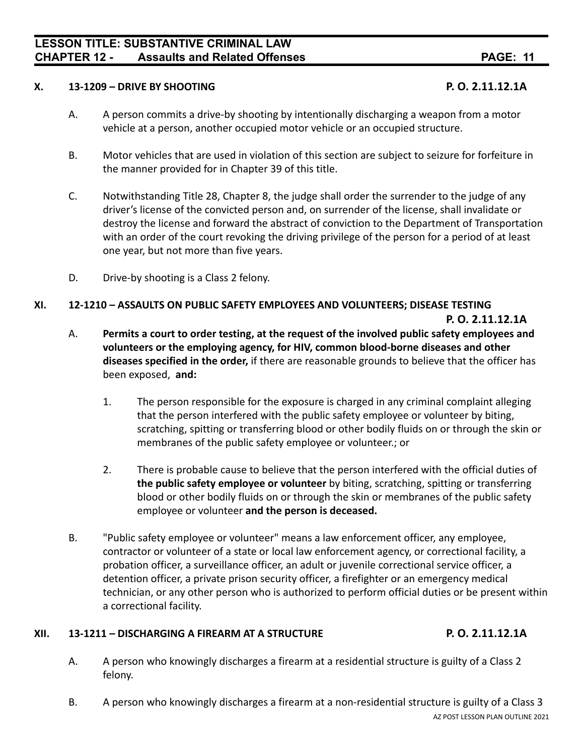## X. 13-1209 – DRIVE BY SHOOTING P. O. 2.11.12.1A

A. A person commits a drive-by shooting by intentionally discharging a weapon from a motor vehicle at a person, another occupied motor vehicle or an occupied structure.

B. Motor vehicles that are used in violation of this section are subject to seizure for forfeiture in the manner provided for in Chapter 39 of this title.

C. Notwithstanding Title 28, Chapter 8, the judge shall order the surrender to the judge of any driver's license of the convicted person and, on surrender of the license, shall invalidate or destroy the license and forward the abstract of conviction to the Department of Transportation with an order of the court revoking the driving privilege of the person for a period of at least one year, but not more than five years.

D. Drive-by shooting is a Class 2 felony.

## XI. 12-1210 – ASSAULTS ON PUBLIC SAFETY EMPLOYEES AND VOLUNTEERS; DISEASE TESTING P. O. 2.11.12.1A

A. **Permits a court to order testing, at the request of the involved public safety employees and volunteers or the employing agency, for HIV, common blood-borne diseases and other diseases specified in the order,** if there are reasonable grounds to believe that the officer has been exposed, **and:**

   1. The person responsible for the exposure is charged in any criminal complaint alleging that the person interfered with the public safety employee or volunteer by biting, scratching, spitting or transferring blood or other bodily fluids on or through the skin or membranes of the public safety employee or volunteer.; or

   2. There is probable cause to believe that the person interfered with the official duties of **the public safety employee or volunteer** by biting, scratching, spitting or transferring blood or other bodily fluids on or through the skin or membranes of the public safety employee or volunteer **and the person is deceased.**

B. "Public safety employee or volunteer" means a law enforcement officer, any employee, contractor or volunteer of a state or local law enforcement agency, or correctional facility, a probation officer, a surveillance officer, an adult or juvenile correctional service officer, a detention officer, a private prison security officer, a firefighter or an emergency medical technician, or any other person who is authorized to perform official duties or be present within a correctional facility.

## XII. 13-1211 – DISCHARGING A FIREARM AT A STRUCTURE P. O. 2.11.12.1A

A. A person who knowingly discharges a firearm at a residential structure is guilty of a Class 2 felony.

B. A person who knowingly discharges a firearm at a non-residential structure is guilty of a Class 3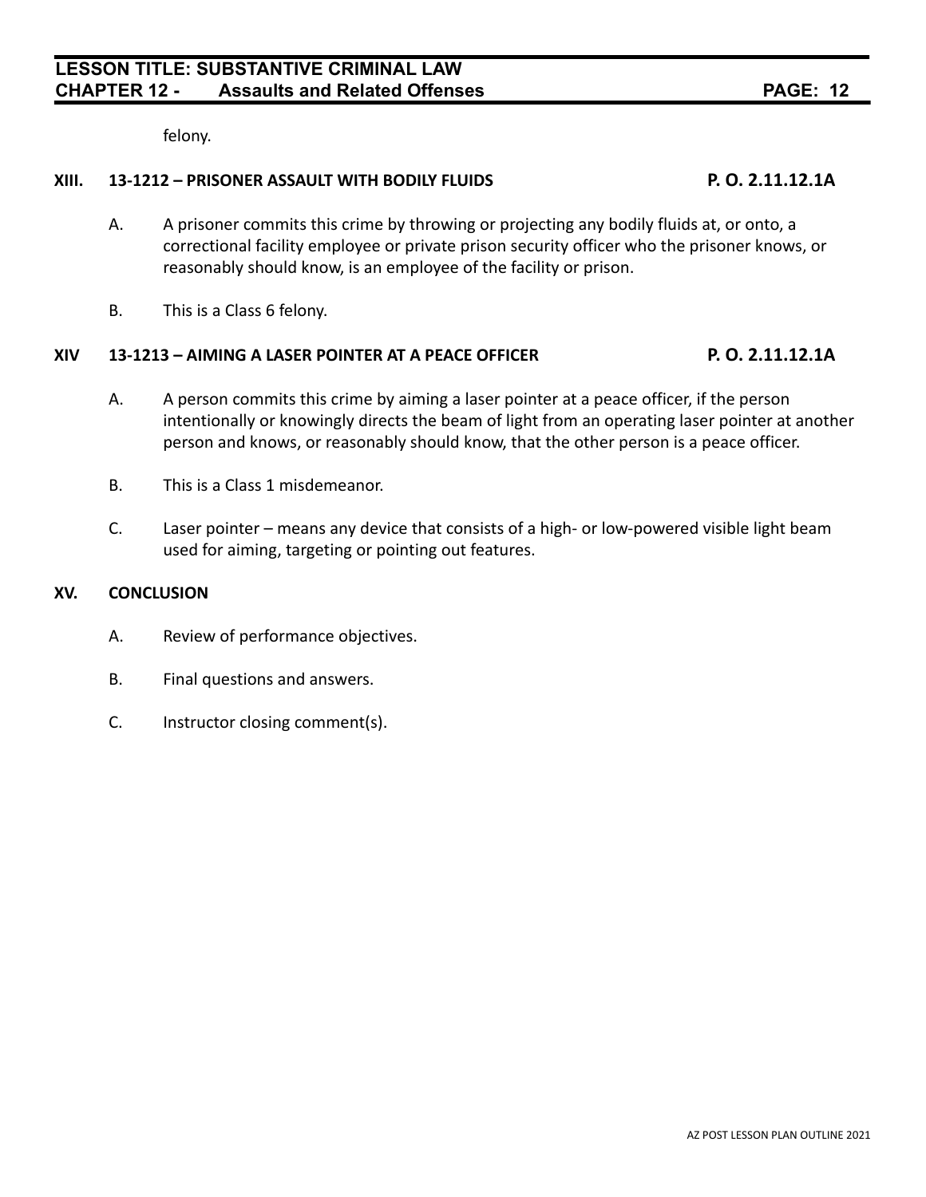felony.

## XIII. 13-1212 – PRISONER ASSAULT WITH BODILY FLUIDS P. O. 2.11.12.1A

A. A prisoner commits this crime by throwing or projecting any bodily fluids at, or onto, a correctional facility employee or private prison security officer who the prisoner knows, or reasonably should know, is an employee of the facility or prison.

B. This is a Class 6 felony.

## XIV 13-1213 – AIMING A LASER POINTER AT A PEACE OFFICER P. O. 2.11.12.1A

A. A person commits this crime by aiming a laser pointer at a peace officer, if the person intentionally or knowingly directs the beam of light from an operating laser pointer at another person and knows, or reasonably should know, that the other person is a peace officer.

B. This is a Class 1 misdemeanor.

C. Laser pointer – means any device that consists of a high- or low-powered visible light beam used for aiming, targeting or pointing out features.

## XV. CONCLUSION

A. Review of performance objectives.

B. Final questions and answers.

C. Instructor closing comment(s).